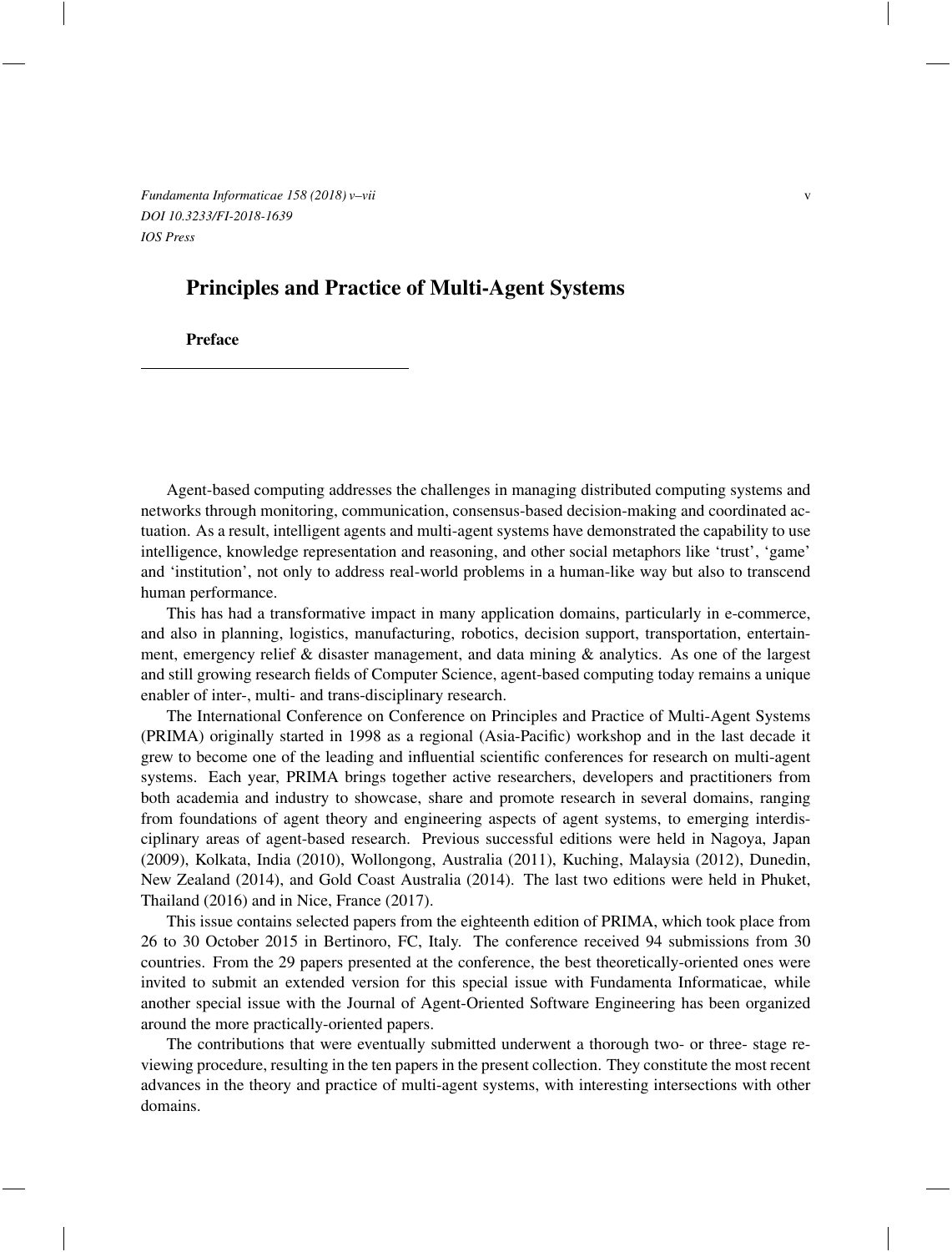# Principles and Practice of Multi-Agent Systems

## Preface

Agent-based computing addresses the challenges in managing distributed computing systems and networks through monitoring, communication, consensus-based decision-making and coordinated actuation. As a result, intelligent agents and multi-agent systems have demonstrated the capability to use intelligence, knowledge representation and reasoning, and other social metaphors like 'trust', 'game' and 'institution', not only to address real-world problems in a human-like way but also to transcend human performance.

This has had a transformative impact in many application domains, particularly in e-commerce, and also in planning, logistics, manufacturing, robotics, decision support, transportation, entertainment, emergency relief & disaster management, and data mining & analytics. As one of the largest and still growing research fields of Computer Science, agent-based computing today remains a unique enabler of inter-, multi- and trans-disciplinary research.

The International Conference on Conference on Principles and Practice of Multi-Agent Systems (PRIMA) originally started in 1998 as a regional (Asia-Pacific) workshop and in the last decade it grew to become one of the leading and influential scientific conferences for research on multi-agent systems. Each year, PRIMA brings together active researchers, developers and practitioners from both academia and industry to showcase, share and promote research in several domains, ranging from foundations of agent theory and engineering aspects of agent systems, to emerging interdisciplinary areas of agent-based research. Previous successful editions were held in Nagoya, Japan (2009), Kolkata, India (2010), Wollongong, Australia (2011), Kuching, Malaysia (2012), Dunedin, New Zealand (2014), and Gold Coast Australia (2014). The last two editions were held in Phuket, Thailand (2016) and in Nice, France (2017).

This issue contains selected papers from the eighteenth edition of PRIMA, which took place from 26 to 30 October 2015 in Bertinoro, FC, Italy. The conference received 94 submissions from 30 countries. From the 29 papers presented at the conference, the best theoretically-oriented ones were invited to submit an extended version for this special issue with Fundamenta Informaticae, while another special issue with the Journal of Agent-Oriented Software Engineering has been organized around the more practically-oriented papers.

The contributions that were eventually submitted underwent a thorough two- or three- stage reviewing procedure, resulting in the ten papers in the present collection. They constitute the most recent advances in the theory and practice of multi-agent systems, with interesting intersections with other domains.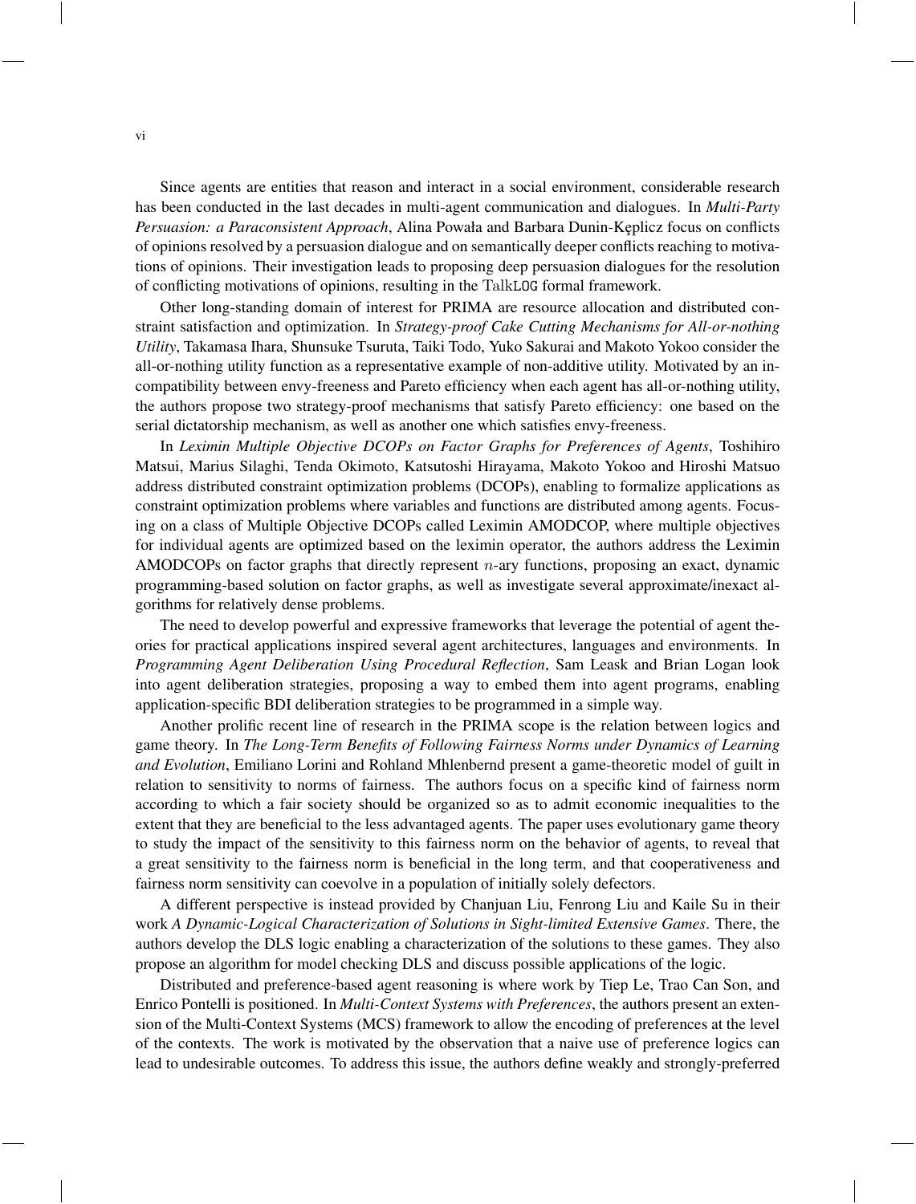Since agents are entities that reason and interact in a social environment, considerable research has been conducted in the last decades in multi-agent communication and dialogues. In *Multi-Party Persuasion: a Paraconsistent Approach*, Alina Powała and Barbara Dunin-Kęplicz focus on conflicts of opinions resolved by a persuasion dialogue and on semantically deeper conflicts reaching to motivations of opinions. Their investigation leads to proposing deep persuasion dialogues for the resolution of conflicting motivations of opinions, resulting in the TalkLOG formal framework.

Other long-standing domain of interest for PRIMA are resource allocation and distributed constraint satisfaction and optimization. In *Strategy-proof Cake Cutting Mechanisms for All-or-nothing Utility*, Takamasa Ihara, Shunsuke Tsuruta, Taiki Todo, Yuko Sakurai and Makoto Yokoo consider the all-or-nothing utility function as a representative example of non-additive utility. Motivated by an incompatibility between envy-freeness and Pareto efficiency when each agent has all-or-nothing utility, the authors propose two strategy-proof mechanisms that satisfy Pareto efficiency: one based on the serial dictatorship mechanism, as well as another one which satisfies envy-freeness.

In *Leximin Multiple Objective DCOPs on Factor Graphs for Preferences of Agents*, Toshihiro Matsui, Marius Silaghi, Tenda Okimoto, Katsutoshi Hirayama, Makoto Yokoo and Hiroshi Matsuo address distributed constraint optimization problems (DCOPs), enabling to formalize applications as constraint optimization problems where variables and functions are distributed among agents. Focusing on a class of Multiple Objective DCOPs called Leximin AMODCOP, where multiple objectives for individual agents are optimized based on the leximin operator, the authors address the Leximin AMODCOPs on factor graphs that directly represent $n$-ary functions, proposing an exact, dynamic programming-based solution on factor graphs, as well as investigate several approximate/inexact algorithms for relatively dense problems.

The need to develop powerful and expressive frameworks that leverage the potential of agent theories for practical applications inspired several agent architectures, languages and environments. In *Programming Agent Deliberation Using Procedural Reflection*, Sam Leask and Brian Logan look into agent deliberation strategies, proposing a way to embed them into agent programs, enabling application-specific BDI deliberation strategies to be programmed in a simple way.

Another prolific recent line of research in the PRIMA scope is the relation between logics and game theory. In *The Long-Term Benefits of Following Fairness Norms under Dynamics of Learning and Evolution*, Emiliano Lorini and Rohland Mhlenbernd present a game-theoretic model of guilt in relation to sensitivity to norms of fairness. The authors focus on a specific kind of fairness norm according to which a fair society should be organized so as to admit economic inequalities to the extent that they are beneficial to the less advantaged agents. The paper uses evolutionary game theory to study the impact of the sensitivity to this fairness norm on the behavior of agents, to reveal that a great sensitivity to the fairness norm is beneficial in the long term, and that cooperativeness and fairness norm sensitivity can coevolve in a population of initially solely defectors.

A different perspective is instead provided by Chanjuan Liu, Fenrong Liu and Kaile Su in their work *A Dynamic-Logical Characterization of Solutions in Sight-limited Extensive Games*. There, the authors develop the DLS logic enabling a characterization of the solutions to these games. They also propose an algorithm for model checking DLS and discuss possible applications of the logic.

Distributed and preference-based agent reasoning is where work by Tiep Le, Trao Can Son, and Enrico Pontelli is positioned. In *Multi-Context Systems with Preferences*, the authors present an extension of the Multi-Context Systems (MCS) framework to allow the encoding of preferences at the level of the contexts. The work is motivated by the observation that a naive use of preference logics can lead to undesirable outcomes. To address this issue, the authors define weakly and strongly-preferred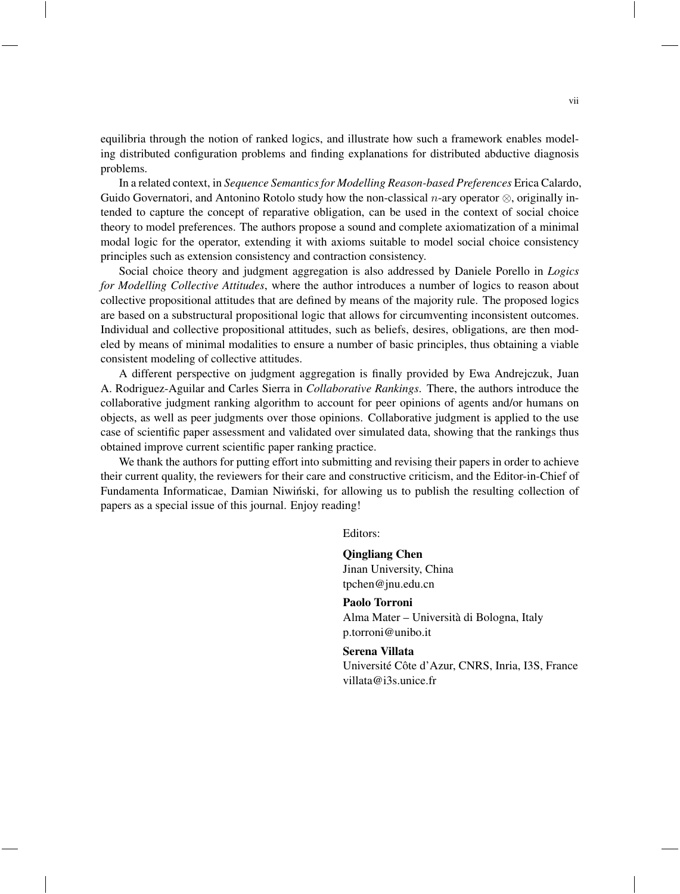equilibria through the notion of ranked logics, and illustrate how such a framework enables modeling distributed configuration problems and finding explanations for distributed abductive diagnosis problems.

In a related context, in *Sequence Semantics for Modelling Reason-based Preferences* Erica Calardo, Guido Governatori, and Antonino Rotolo study how the non-classical $n$-ary operator $\otimes$, originally intended to capture the concept of reparative obligation, can be used in the context of social choice theory to model preferences. The authors propose a sound and complete axiomatization of a minimal modal logic for the operator, extending it with axioms suitable to model social choice consistency principles such as extension consistency and contraction consistency.

Social choice theory and judgment aggregation is also addressed by Daniele Porello in *Logics for Modelling Collective Attitudes*, where the author introduces a number of logics to reason about collective propositional attitudes that are defined by means of the majority rule. The proposed logics are based on a substructural propositional logic that allows for circumventing inconsistent outcomes. Individual and collective propositional attitudes, such as beliefs, desires, obligations, are then modeled by means of minimal modalities to ensure a number of basic principles, thus obtaining a viable consistent modeling of collective attitudes.

A different perspective on judgment aggregation is finally provided by Ewa Andrejczuk, Juan A. Rodriguez-Aguilar and Carles Sierra in *Collaborative Rankings*. There, the authors introduce the collaborative judgment ranking algorithm to account for peer opinions of agents and/or humans on objects, as well as peer judgments over those opinions. Collaborative judgment is applied to the use case of scientific paper assessment and validated over simulated data, showing that the rankings thus obtained improve current scientific paper ranking practice.

We thank the authors for putting effort into submitting and revising their papers in order to achieve their current quality, the reviewers for their care and constructive criticism, and the Editor-in-Chief of Fundamenta Informaticae, Damian Niwiński, for allowing us to publish the resulting collection of papers as a special issue of this journal. Enjoy reading!

Editors:

**Qingliang Chen**
Jinan University, China
tpchen@jnu.edu.cn

**Paolo Torroni**
Alma Mater – Università di Bologna, Italy
p.torroni@unibo.it

**Serena Villata**
Université Côte d'Azur, CNRS, Inria, I3S, France
villata@i3s.unice.fr